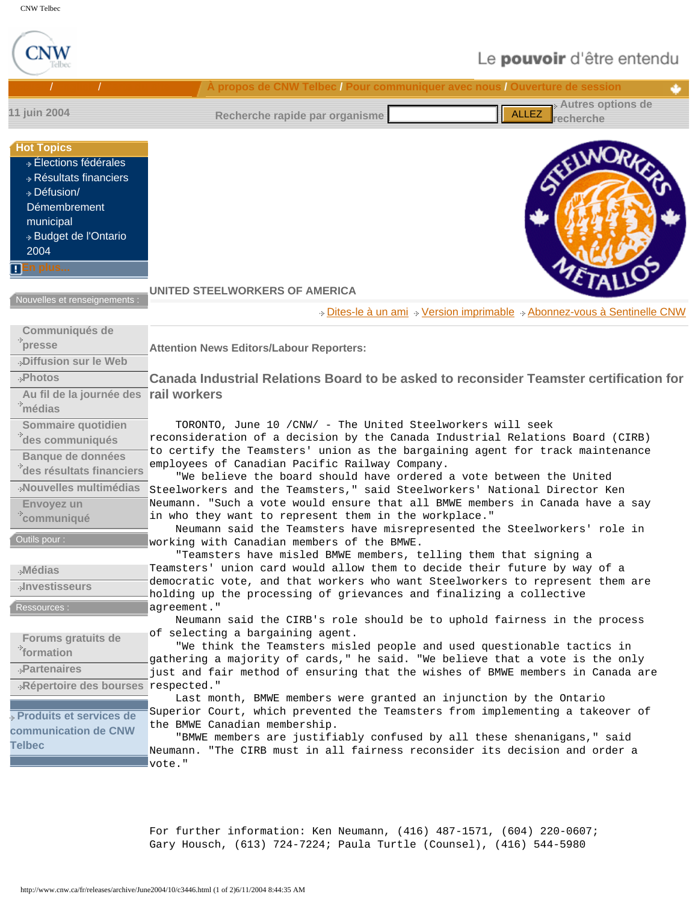# UNITED STEELWORKERS OF AMERICA

Attention News Editors/Labour Reporters:

## Canada Industrial Relations Board to be asked to reconsider Teamster certification for rail workers

TORONTO, June 10 /CNW/ - The United Steelworkers will seek reconsideration of a decision by the Canada Industrial Relations Board (CIRB) to certify the Teamsters' union as the bargaining agent for track maintenance employees of Canadian Pacific Railway Company.

"We believe the board should have ordered a vote between the United Steelworkers and the Teamsters," said Steelworkers' National Director Ken Neumann. "Such a vote would ensure that all BMWE members in Canada have a say in who they want to represent them in the workplace."

Neumann said the Teamsters have misrepresented the Steelworkers' role in working with Canadian members of the BMWE.

"Teamsters have misled BMWE members, telling them that signing a Teamsters' union card would allow them to decide their future by way of a democratic vote, and that workers who want Steelworkers to represent them are holding up the processing of grievances and finalizing a collective agreement."

Neumann said the CIRB's role should be to uphold fairness in the process of selecting a bargaining agent.

"We think the Teamsters misled people and used questionable tactics in gathering a majority of cards," he said. "We believe that a vote is the only just and fair method of ensuring that the wishes of BMWE members in Canada are respected."

Last month, BMWE members were granted an injunction by the Ontario Superior Court, which prevented the Teamsters from implementing a takeover of the BMWE Canadian membership.

"BMWE members are justifiably confused by all these shenanigans," said Neumann. "The CIRB must in all fairness reconsider its decision and order a vote."

For further information: Ken Neumann, (416) 487-1571, (604) 220-0607; Gary Housch, (613) 724-7224; Paula Turtle (Counsel), (416) 544-5980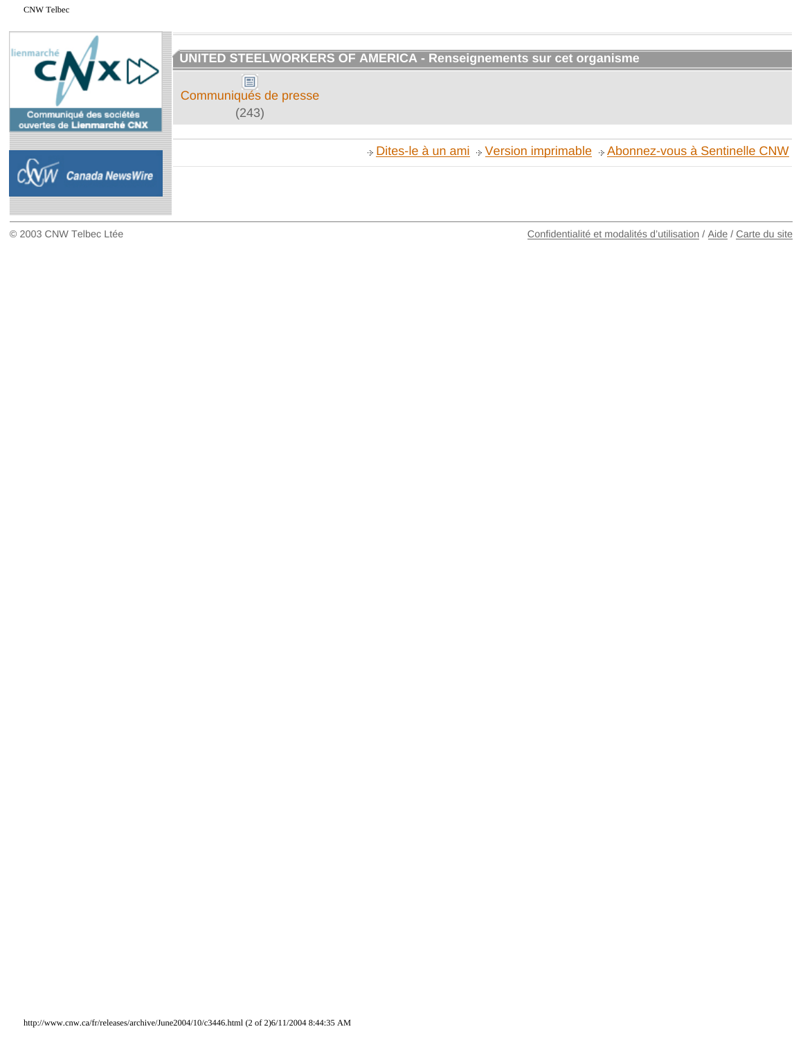## UNITED STEELWORKERS OF AMERICA - Renseignements sur cet organisme

Communiqués de presse
(243)

Dites-le à un ami Version imprimable Abonnez-vous à Sentinelle CNW

© 2003 CNW Telbec Ltée

Confidentialité et modalités d'utilisation / Aide / Carte du site